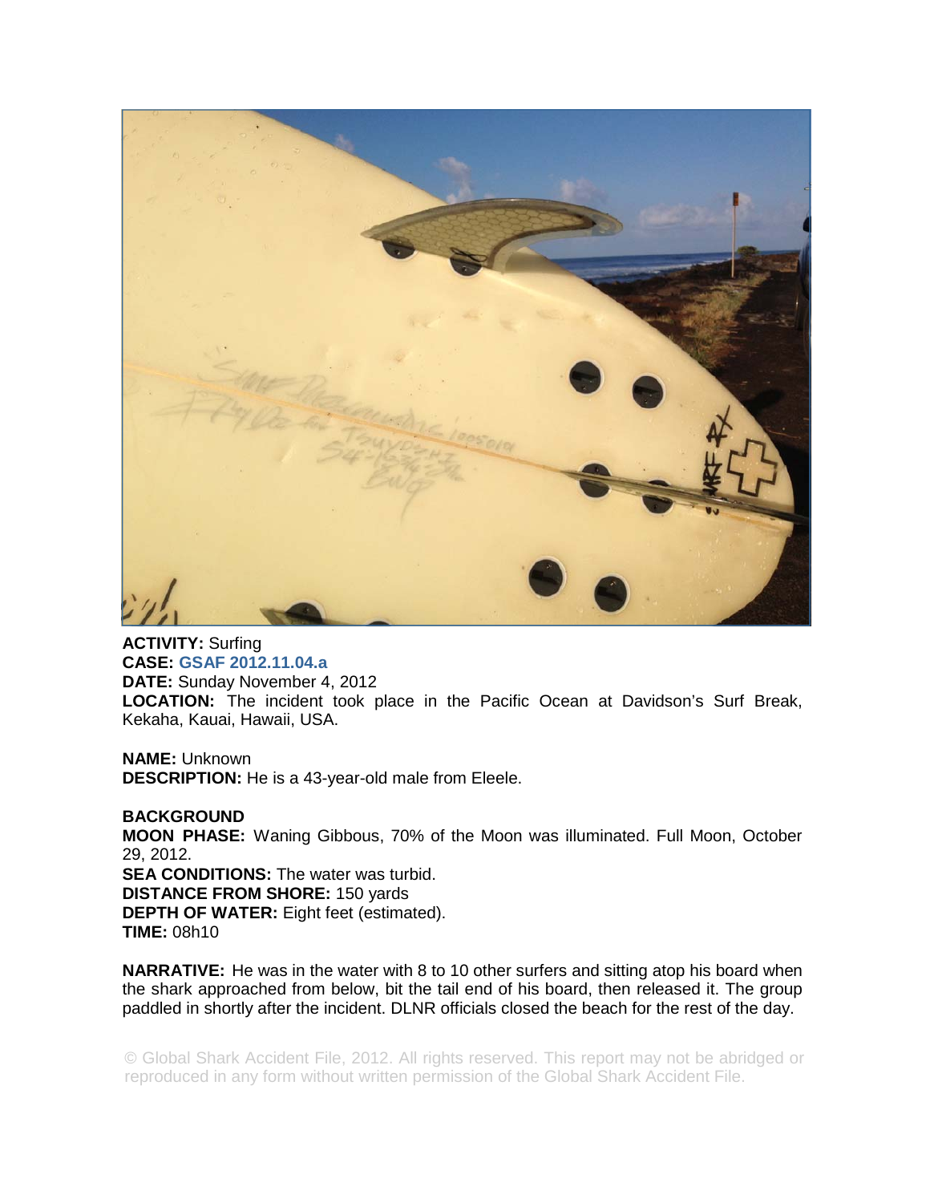**ACTIVITY:** Surfing
**CASE:** **GSAF 2012.11.04.a**
**DATE:** Sunday November 4, 2012
**LOCATION:** The incident took place in the Pacific Ocean at Davidson's Surf Break, Kekaha, Kauai, Hawaii, USA.

**NAME:** Unknown
**DESCRIPTION:** He is a 43-year-old male from Eleele.

**BACKGROUND**
**MOON PHASE:** Waning Gibbous, 70% of the Moon was illuminated. Full Moon, October 29, 2012.
**SEA CONDITIONS:** The water was turbid.
**DISTANCE FROM SHORE:** 150 yards
**DEPTH OF WATER:** Eight feet (estimated).
**TIME:** 08h10

**NARRATIVE:** He was in the water with 8 to 10 other surfers and sitting atop his board when the shark approached from below, bit the tail end of his board, then released it. The group paddled in shortly after the incident. DLNR officials closed the beach for the rest of the day.

© Global Shark Accident File, 2012. All rights reserved. This report may not be abridged or reproduced in any form without written permission of the Global Shark Accident File.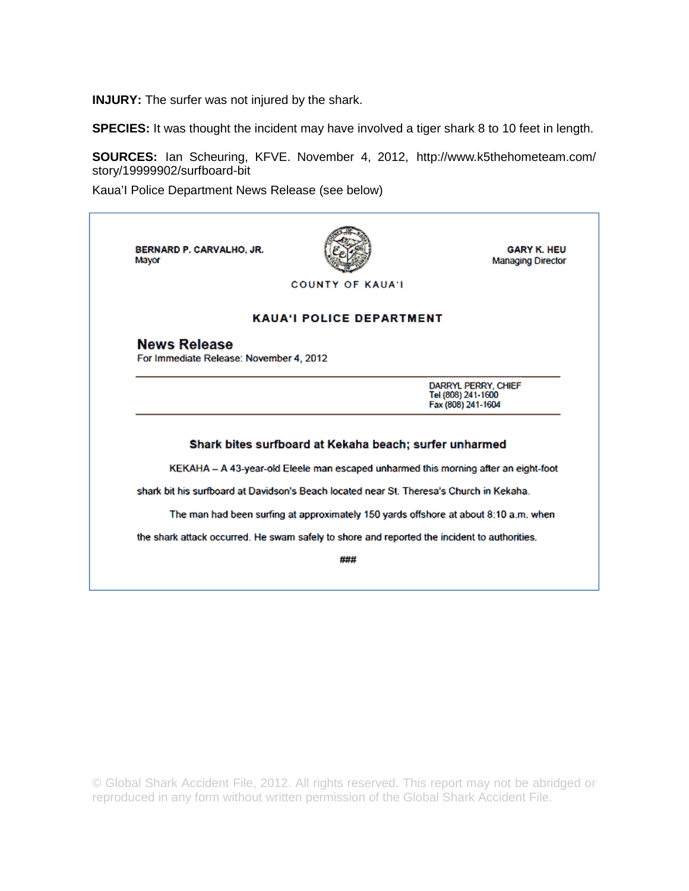**INJURY:** The surfer was not injured by the shark.

**SPECIES:** It was thought the incident may have involved a tiger shark 8 to 10 feet in length.

**SOURCES:** Ian Scheuring, KFVE. November 4, 2012, http://www.k5thehometeam.com/story/19999902/surfboard-bit

Kaua'I Police Department News Release (see below)

**BERNARD P. CARVALHO, JR.**
Mayor

COUNTY OF KAUA'I

**GARY K. HEU**
Managing Director

**KAUA'I POLICE DEPARTMENT**

## News Release

For Immediate Release: November 4, 2012

DARRYL PERRY, CHIEF
Tel (808) 241-1600
Fax (808) 241-1604

**Shark bites surfboard at Kekaha beach; surfer unharmed**

KEKAHA – A 43-year-old Eleele man escaped unharmed this morning after an eight-foot shark bit his surfboard at Davidson's Beach located near St. Theresa's Church in Kekaha.

The man had been surfing at approximately 150 yards offshore at about 8:10 a.m. when the shark attack occurred. He swam safely to shore and reported the incident to authorities.

###

© Global Shark Accident File, 2012. All rights reserved. This report may not be abridged or reproduced in any form without written permission of the Global Shark Accident File.